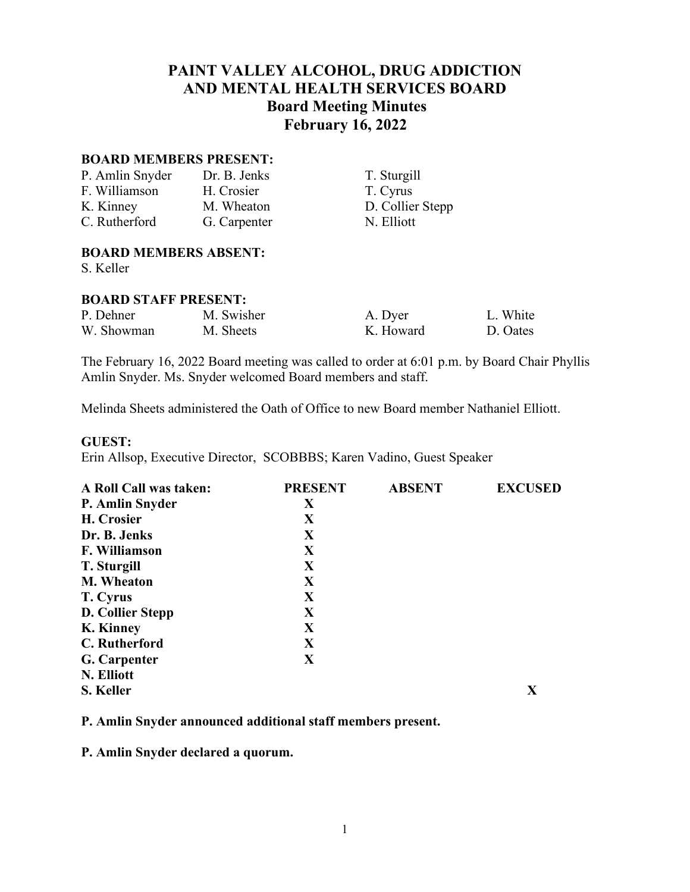# PAINT VALLEY ALCOHOL, DRUG ADDICTION AND MENTAL HEALTH SERVICES BOARD
## Board Meeting Minutes
## February 16, 2022

**BOARD MEMBERS PRESENT:**

| | | |
|---|---|---|
| P. Amlin Snyder | Dr. B. Jenks | T. Sturgill |
| F. Williamson | H. Crosier | T. Cyrus |
| K. Kinney | M. Wheaton | D. Collier Stepp |
| C. Rutherford | G. Carpenter | N. Elliott |

**BOARD MEMBERS ABSENT:**
S. Keller

**BOARD STAFF PRESENT:**

| | | | |
|---|---|---|---|
| P. Dehner | M. Swisher | A. Dyer | L. White |
| W. Showman | M. Sheets | K. Howard | D. Oates |

The February 16, 2022 Board meeting was called to order at 6:01 p.m. by Board Chair Phyllis Amlin Snyder. Ms. Snyder welcomed Board members and staff.

Melinda Sheets administered the Oath of Office to new Board member Nathaniel Elliott.

**GUEST:**
Erin Allsop, Executive Director, SCOBBBS; Karen Vadino, Guest Speaker

| A Roll Call was taken: | PRESENT | ABSENT | EXCUSED |
|---|---|---|---|
| **P. Amlin Snyder** | X | | |
| **H. Crosier** | X | | |
| **Dr. B. Jenks** | X | | |
| **F. Williamson** | X | | |
| **T. Sturgill** | X | | |
| **M. Wheaton** | X | | |
| **T. Cyrus** | X | | |
| **D. Collier Stepp** | X | | |
| **K. Kinney** | X | | |
| **C. Rutherford** | X | | |
| **G. Carpenter** | X | | |
| **N. Elliott** | | | |
| **S. Keller** | | | X |

**P. Amlin Snyder announced additional staff members present.**

**P. Amlin Snyder declared a quorum.**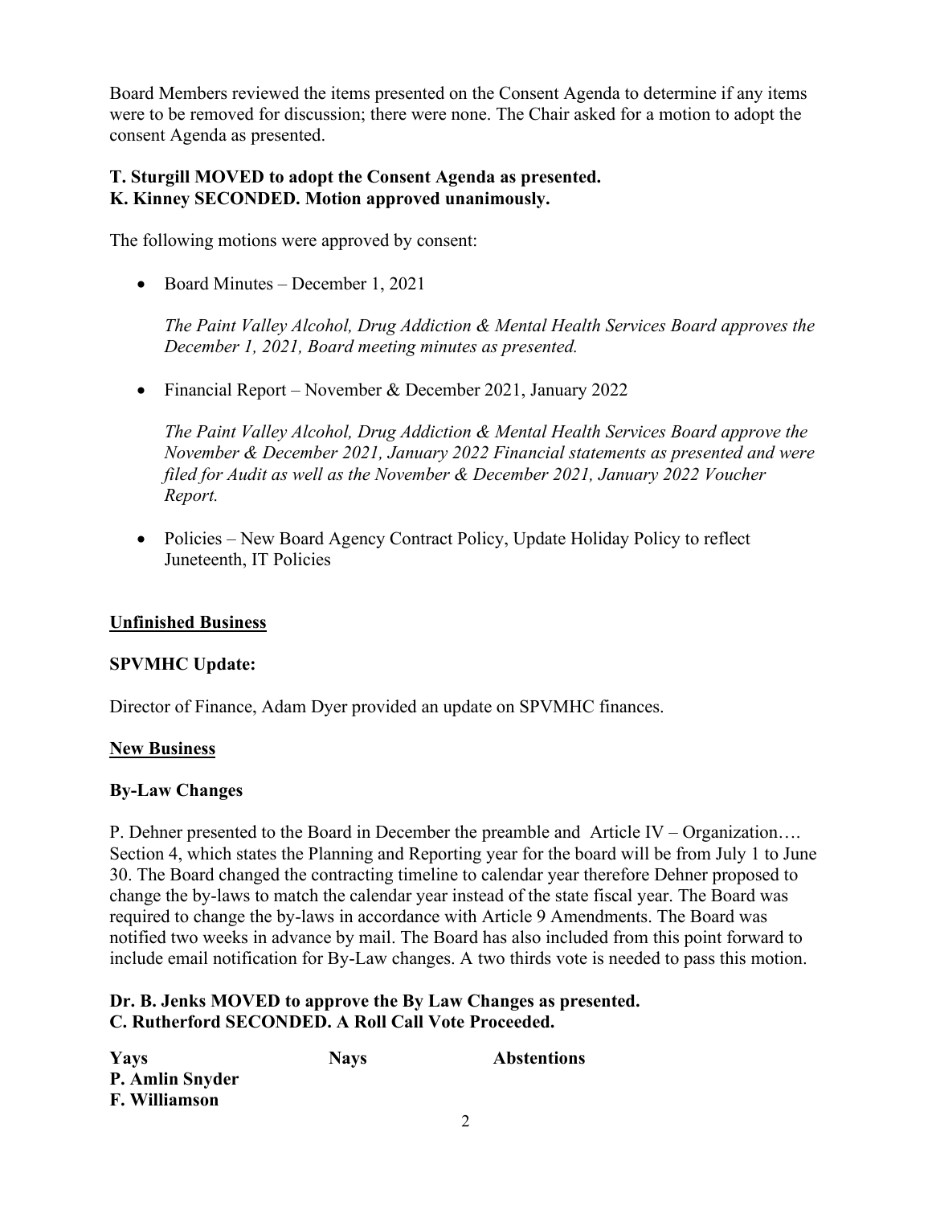Board Members reviewed the items presented on the Consent Agenda to determine if any items were to be removed for discussion; there were none. The Chair asked for a motion to adopt the consent Agenda as presented.

**T. Sturgill MOVED to adopt the Consent Agenda as presented.**
**K. Kinney SECONDED. Motion approved unanimously.**

The following motions were approved by consent:

- Board Minutes – December 1, 2021

  *The Paint Valley Alcohol, Drug Addiction & Mental Health Services Board approves the December 1, 2021, Board meeting minutes as presented.*

- Financial Report – November & December 2021, January 2022

  *The Paint Valley Alcohol, Drug Addiction & Mental Health Services Board approve the November & December 2021, January 2022 Financial statements as presented and were filed for Audit as well as the November & December 2021, January 2022 Voucher Report.*

- Policies – New Board Agency Contract Policy, Update Holiday Policy to reflect Juneteenth, IT Policies

## Unfinished Business

### SPVMHC Update:

Director of Finance, Adam Dyer provided an update on SPVMHC finances.

## New Business

### By-Law Changes

P. Dehner presented to the Board in December the preamble and Article IV – Organization…. Section 4, which states the Planning and Reporting year for the board will be from July 1 to June 30. The Board changed the contracting timeline to calendar year therefore Dehner proposed to change the by-laws to match the calendar year instead of the state fiscal year. The Board was required to change the by-laws in accordance with Article 9 Amendments. The Board was notified two weeks in advance by mail. The Board has also included from this point forward to include email notification for By-Law changes. A two thirds vote is needed to pass this motion.

**Dr. B. Jenks MOVED to approve the By Law Changes as presented.**
**C. Rutherford SECONDED. A Roll Call Vote Proceeded.**

| Yays | Nays | Abstentions |
|---|---|---|
| **P. Amlin Snyder** | | |
| **F. Williamson** | | |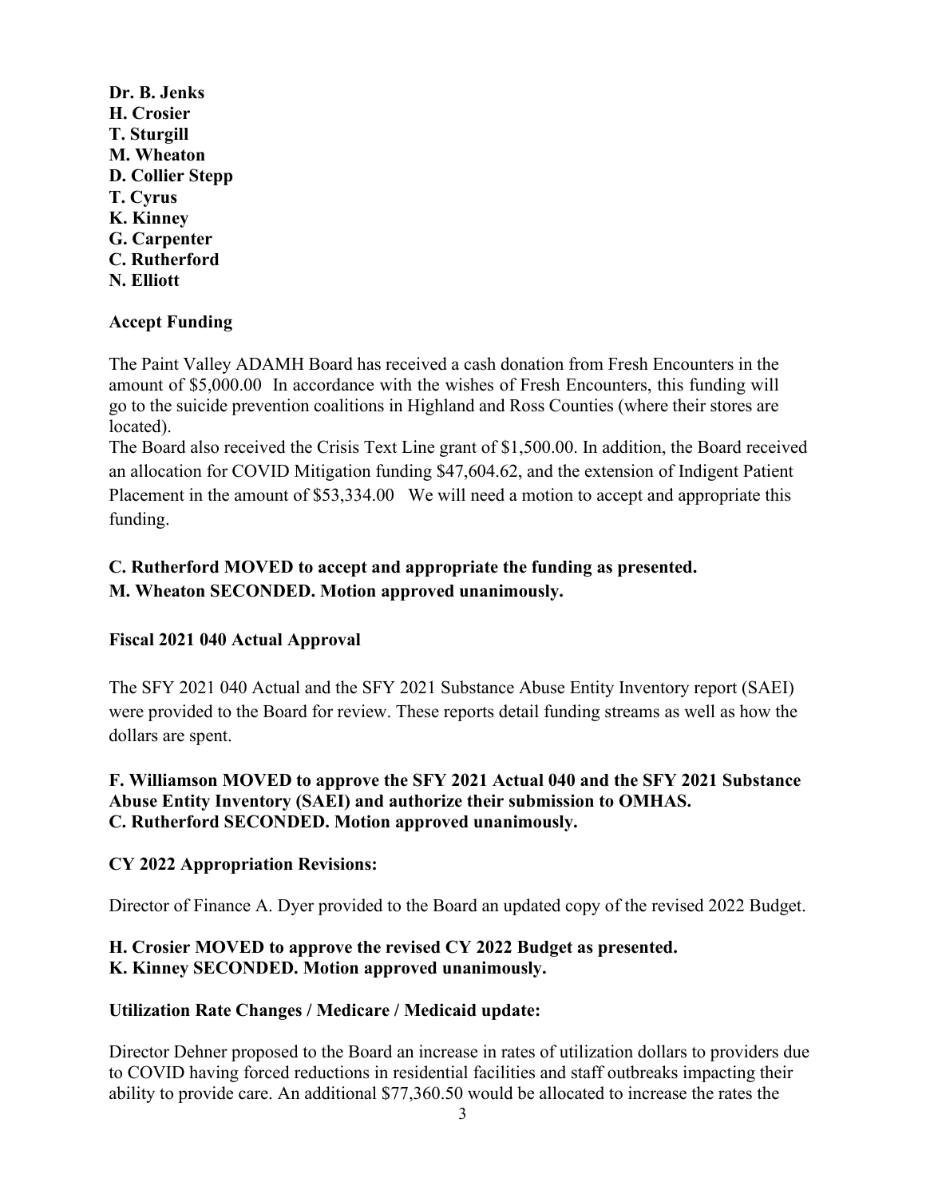**Dr. B. Jenks**
**H. Crosier**
**T. Sturgill**
**M. Wheaton**
**D. Collier Stepp**
**T. Cyrus**
**K. Kinney**
**G. Carpenter**
**C. Rutherford**
**N. Elliott**

**Accept Funding**

The Paint Valley ADAMH Board has received a cash donation from Fresh Encounters in the amount of $5,000.00 In accordance with the wishes of Fresh Encounters, this funding will go to the suicide prevention coalitions in Highland and Ross Counties (where their stores are located).
The Board also received the Crisis Text Line grant of $1,500.00. In addition, the Board received an allocation for COVID Mitigation funding $47,604.62, and the extension of Indigent Patient Placement in the amount of $53,334.00 We will need a motion to accept and appropriate this funding.

**C. Rutherford MOVED to accept and appropriate the funding as presented.**
**M. Wheaton SECONDED. Motion approved unanimously.**

**Fiscal 2021 040 Actual Approval**

The SFY 2021 040 Actual and the SFY 2021 Substance Abuse Entity Inventory report (SAEI) were provided to the Board for review. These reports detail funding streams as well as how the dollars are spent.

**F. Williamson MOVED to approve the SFY 2021 Actual 040 and the SFY 2021 Substance Abuse Entity Inventory (SAEI) and authorize their submission to OMHAS.**
**C. Rutherford SECONDED. Motion approved unanimously.**

**CY 2022 Appropriation Revisions:**

Director of Finance A. Dyer provided to the Board an updated copy of the revised 2022 Budget.

**H. Crosier MOVED to approve the revised CY 2022 Budget as presented.**
**K. Kinney SECONDED. Motion approved unanimously.**

**Utilization Rate Changes / Medicare / Medicaid update:**

Director Dehner proposed to the Board an increase in rates of utilization dollars to providers due to COVID having forced reductions in residential facilities and staff outbreaks impacting their ability to provide care. An additional $77,360.50 would be allocated to increase the rates the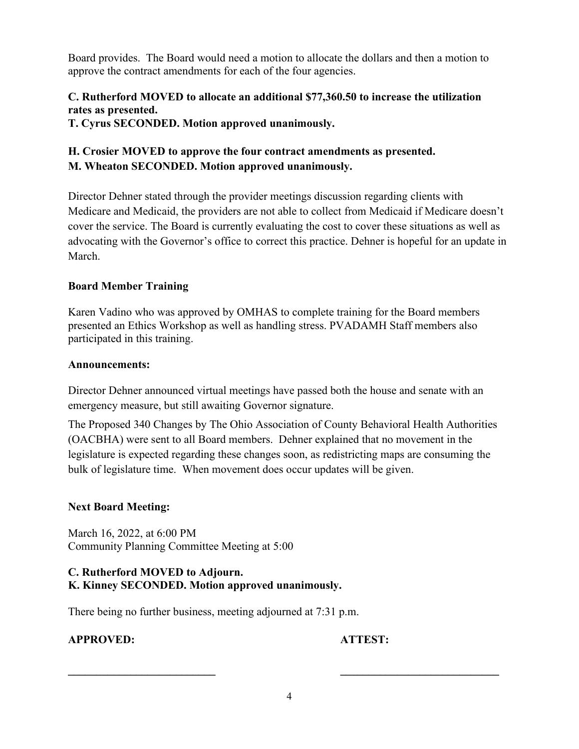Board provides. The Board would need a motion to allocate the dollars and then a motion to approve the contract amendments for each of the four agencies.

**C. Rutherford MOVED to allocate an additional $77,360.50 to increase the utilization rates as presented.**
**T. Cyrus SECONDED. Motion approved unanimously.**

**H. Crosier MOVED to approve the four contract amendments as presented.**
**M. Wheaton SECONDED. Motion approved unanimously.**

Director Dehner stated through the provider meetings discussion regarding clients with Medicare and Medicaid, the providers are not able to collect from Medicaid if Medicare doesn't cover the service. The Board is currently evaluating the cost to cover these situations as well as advocating with the Governor's office to correct this practice. Dehner is hopeful for an update in March.

**Board Member Training**

Karen Vadino who was approved by OMHAS to complete training for the Board members presented an Ethics Workshop as well as handling stress. PVADAMH Staff members also participated in this training.

**Announcements:**

Director Dehner announced virtual meetings have passed both the house and senate with an emergency measure, but still awaiting Governor signature.

The Proposed 340 Changes by The Ohio Association of County Behavioral Health Authorities (OACBHA) were sent to all Board members. Dehner explained that no movement in the legislature is expected regarding these changes soon, as redistricting maps are consuming the bulk of legislature time. When movement does occur updates will be given.

**Next Board Meeting:**

March 16, 2022, at 6:00 PM
Community Planning Committee Meeting at 5:00

**C. Rutherford MOVED to Adjourn.**
**K. Kinney SECONDED. Motion approved unanimously.**

There being no further business, meeting adjourned at 7:31 p.m.

**APPROVED:** \_\_\_\_\_\_\_\_\_\_\_\_\_\_\_\_\_\_\_\_\_\_\_\_\_\_

**ATTEST:** \_\_\_\_\_\_\_\_\_\_\_\_\_\_\_\_\_\_\_\_\_\_\_\_\_\_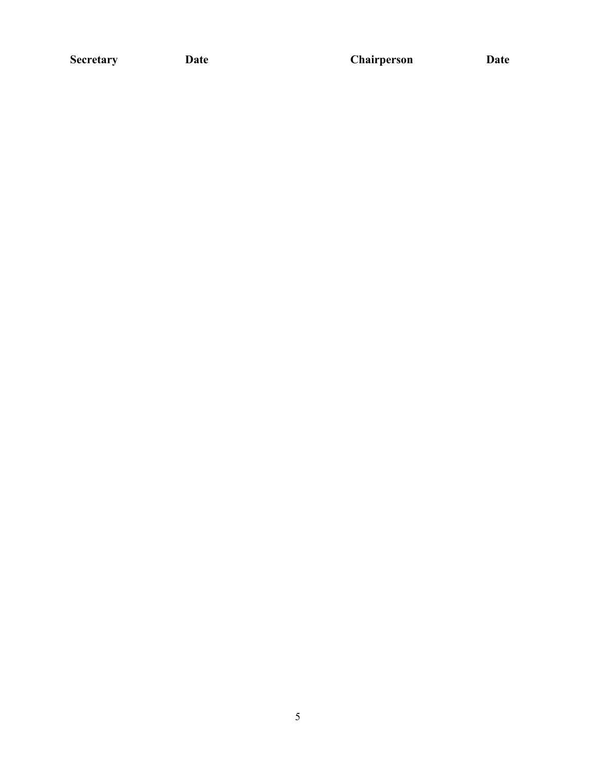**Secretary** **Date** **Chairperson** **Date**